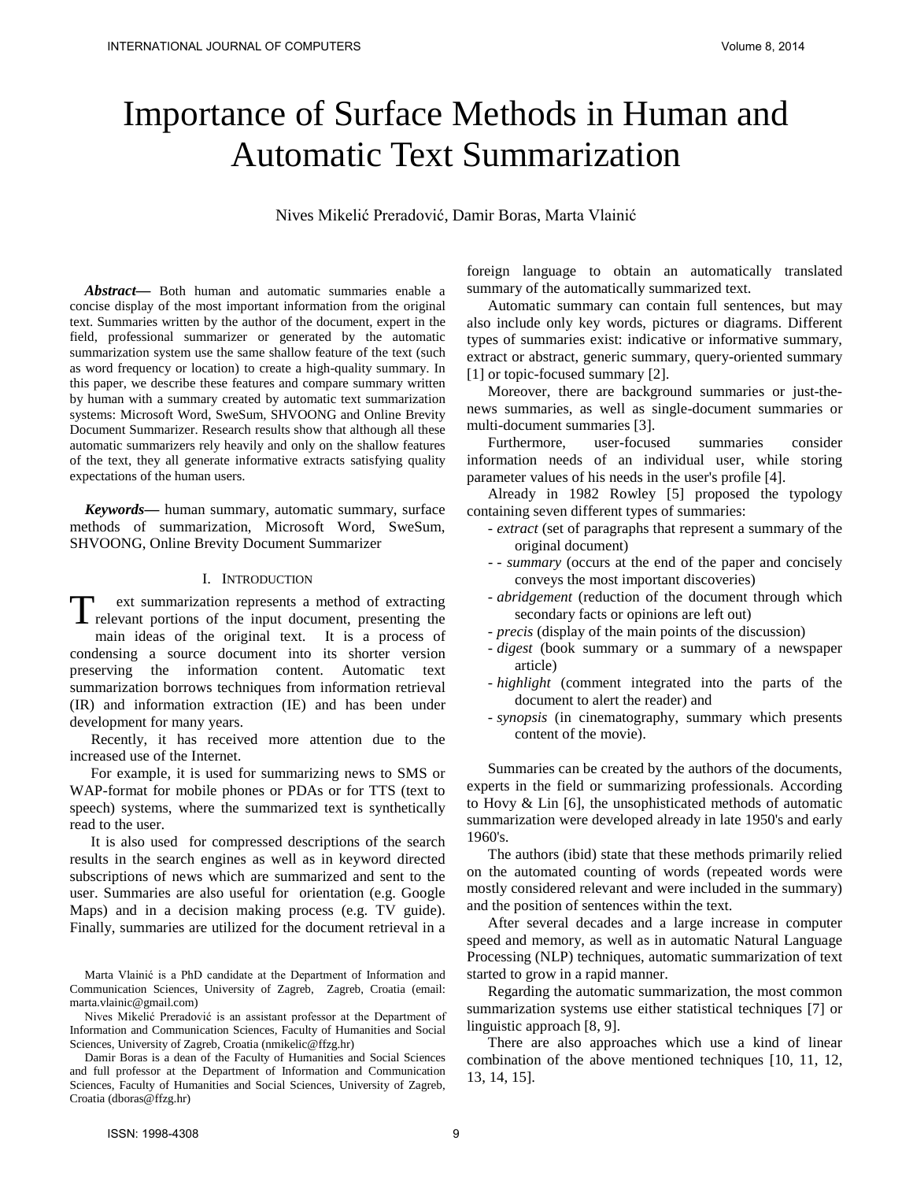# Importance of Surface Methods in Human and Automatic Text Summarization

Nives Mikelić Preradović, Damir Boras, Marta Vlainić

***Abstract*—** Both human and automatic summaries enable a concise display of the most important information from the original text. Summaries written by the author of the document, expert in the field, professional summarizer or generated by the automatic summarization system use the same shallow feature of the text (such as word frequency or location) to create a high-quality summary. In this paper, we describe these features and compare summary written by human with a summary created by automatic text summarization systems: Microsoft Word, SweSum, SHVOONG and Online Brevity Document Summarizer. Research results show that although all these automatic summarizers rely heavily and only on the shallow features of the text, they all generate informative extracts satisfying quality expectations of the human users.

***Keywords*—** human summary, automatic summary, surface methods of summarization, Microsoft Word, SweSum, SHVOONG, Online Brevity Document Summarizer

## I. Introduction

Text summarization represents a method of extracting relevant portions of the input document, presenting the main ideas of the original text. It is a process of condensing a source document into its shorter version preserving the information content. Automatic text summarization borrows techniques from information retrieval (IR) and information extraction (IE) and has been under development for many years.

Recently, it has received more attention due to the increased use of the Internet.

For example, it is used for summarizing news to SMS or WAP-format for mobile phones or PDAs or for TTS (text to speech) systems, where the summarized text is synthetically read to the user.

It is also used for compressed descriptions of the search results in the search engines as well as in keyword directed subscriptions of news which are summarized and sent to the user. Summaries are also useful for orientation (e.g. Google Maps) and in a decision making process (e.g. TV guide). Finally, summaries are utilized for the document retrieval in a foreign language to obtain an automatically translated summary of the automatically summarized text.

Automatic summary can contain full sentences, but may also include only key words, pictures or diagrams. Different types of summaries exist: indicative or informative summary, extract or abstract, generic summary, query-oriented summary [1] or topic-focused summary [2].

Moreover, there are background summaries or just-the-news summaries, as well as single-document summaries or multi-document summaries [3].

Furthermore, user-focused summaries consider information needs of an individual user, while storing parameter values of his needs in the user's profile [4].

Already in 1982 Rowley [5] proposed the typology containing seven different types of summaries:

- *extract* (set of paragraphs that represent a summary of the original document)
- - *summary* (occurs at the end of the paper and concisely conveys the most important discoveries)
- *abridgement* (reduction of the document through which secondary facts or opinions are left out)
- *precis* (display of the main points of the discussion)
- *digest* (book summary or a summary of a newspaper article)
- *highlight* (comment integrated into the parts of the document to alert the reader) and
- *synopsis* (in cinematography, summary which presents content of the movie).

Summaries can be created by the authors of the documents, experts in the field or summarizing professionals. According to Hovy & Lin [6], the unsophisticated methods of automatic summarization were developed already in late 1950's and early 1960's.

The authors (ibid) state that these methods primarily relied on the automated counting of words (repeated words were mostly considered relevant and were included in the summary) and the position of sentences within the text.

After several decades and a large increase in computer speed and memory, as well as in automatic Natural Language Processing (NLP) techniques, automatic summarization of text started to grow in a rapid manner.

Regarding the automatic summarization, the most common summarization systems use either statistical techniques [7] or linguistic approach [8, 9].

There are also approaches which use a kind of linear combination of the above mentioned techniques [10, 11, 12, 13, 14, 15].

Marta Vlainić is a PhD candidate at the Department of Information and Communication Sciences, University of Zagreb, Zagreb, Croatia (email: marta.vlainic@gmail.com)

Nives Mikelić Preradović is an assistant professor at the Department of Information and Communication Sciences, Faculty of Humanities and Social Sciences, University of Zagreb, Croatia (nmikelic@ffzg.hr)

Damir Boras is a dean of the Faculty of Humanities and Social Sciences and full professor at the Department of Information and Communication Sciences, Faculty of Humanities and Social Sciences, University of Zagreb, Croatia (dboras@ffzg.hr)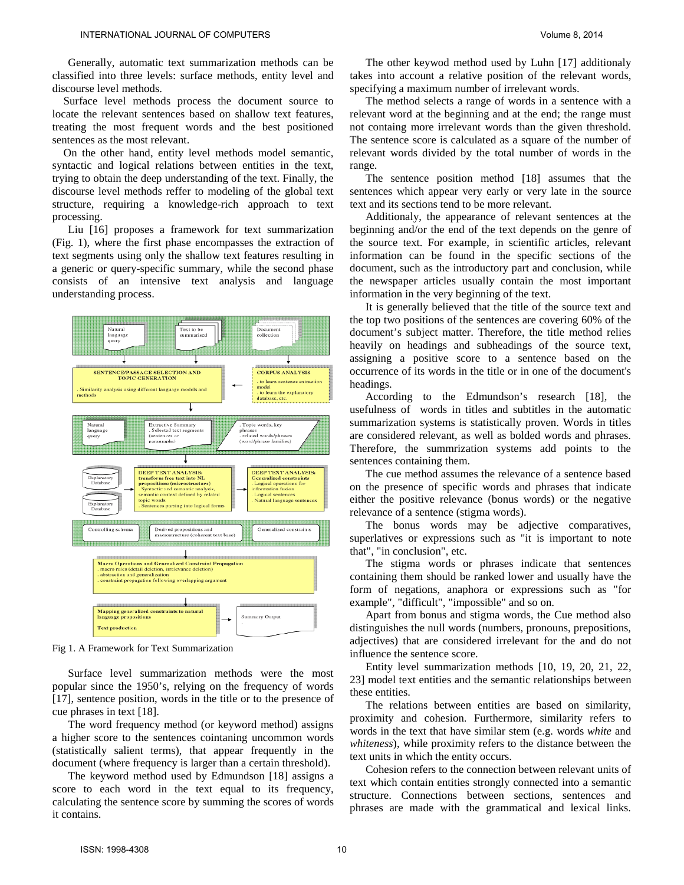Generally, automatic text summarization methods can be classified into three levels: surface methods, entity level and discourse level methods.

Surface level methods process the document source to locate the relevant sentences based on shallow text features, treating the most frequent words and the best positioned sentences as the most relevant.

On the other hand, entity level methods model semantic, syntactic and logical relations between entities in the text, trying to obtain the deep understanding of the text. Finally, the discourse level methods reffer to modeling of the global text structure, requiring a knowledge-rich approach to text processing.

Liu [16] proposes a framework for text summarization (Fig. 1), where the first phase encompasses the extraction of text segments using only the shallow text features resulting in a generic or query-specific summary, while the second phase consists of an intensive text analysis and language understanding process.

Fig 1. A Framework for Text Summarization

Surface level summarization methods were the most popular since the 1950's, relying on the frequency of words [17], sentence position, words in the title or to the presence of cue phrases in text [18].

The word frequency method (or keyword method) assigns a higher score to the sentences cointaning uncommon words (statistically salient terms), that appear frequently in the document (where frequency is larger than a certain threshold).

The keyword method used by Edmundson [18] assigns a score to each word in the text equal to its frequency, calculating the sentence score by summing the scores of words it contains.

The other keywod method used by Luhn [17] additionaly takes into account a relative position of the relevant words, specifying a maximum number of irrelevant words.

The method selects a range of words in a sentence with a relevant word at the beginning and at the end; the range must not containg more irrelevant words than the given threshold. The sentence score is calculated as a square of the number of relevant words divided by the total number of words in the range.

The sentence position method [18] assumes that the sentences which appear very early or very late in the source text and its sections tend to be more relevant.

Additionaly, the appearance of relevant sentences at the beginning and/or the end of the text depends on the genre of the source text. For example, in scientific articles, relevant information can be found in the specific sections of the document, such as the introductory part and conclusion, while the newspaper articles usually contain the most important information in the very beginning of the text.

It is generally believed that the title of the source text and the top two positions of the sentences are covering 60% of the document's subject matter. Therefore, the title method relies heavily on headings and subheadings of the source text, assigning a positive score to a sentence based on the occurrence of its words in the title or in one of the document's headings.

According to the Edmundson's research [18], the usefulness of words in titles and subtitles in the automatic summarization systems is statistically proven. Words in titles are considered relevant, as well as bolded words and phrases. Therefore, the summrization systems add points to the sentences containing them.

The cue method assumes the relevance of a sentence based on the presence of specific words and phrases that indicate either the positive relevance (bonus words) or the negative relevance of a sentence (stigma words).

The bonus words may be adjective comparatives, superlatives or expressions such as "it is important to note that", "in conclusion", etc.

The stigma words or phrases indicate that sentences containing them should be ranked lower and usually have the form of negations, anaphora or expressions such as "for example", "difficult", "impossible" and so on.

Apart from bonus and stigma words, the Cue method also distinguishes the null words (numbers, pronouns, prepositions, adjectives) that are considered irrelevant for the and do not influence the sentence score.

Entity level summarization methods [10, 19, 20, 21, 22, 23] model text entities and the semantic relationships between these entities.

The relations between entities are based on similarity, proximity and cohesion. Furthermore, similarity refers to words in the text that have similar stem (e.g. words *white* and *whiteness*), while proximity refers to the distance between the text units in which the entity occurs.

Cohesion refers to the connection between relevant units of text which contain entities strongly connected into a semantic structure. Connections between sections, sentences and phrases are made with the grammatical and lexical links.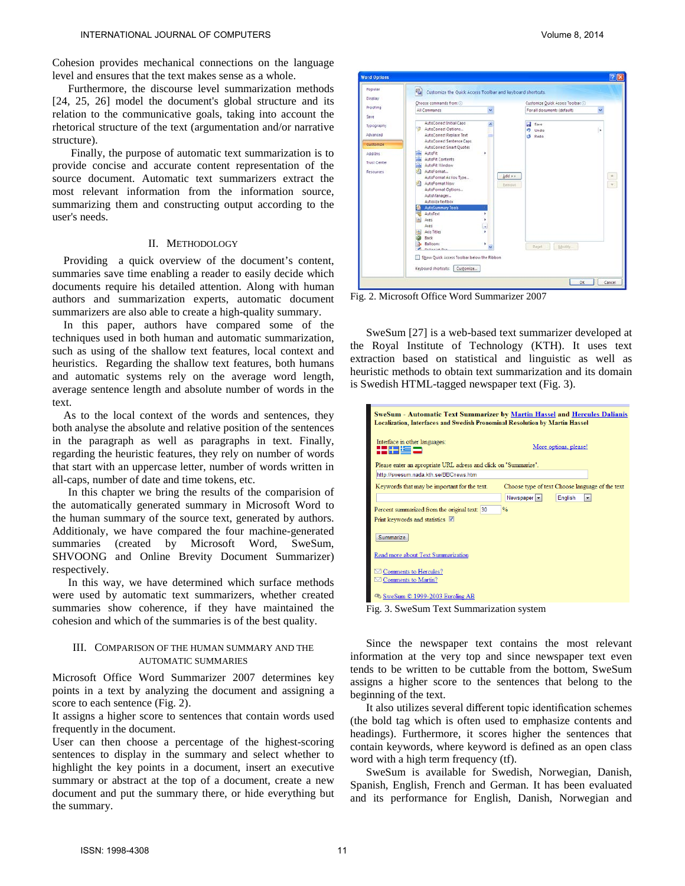Cohesion provides mechanical connections on the language level and ensures that the text makes sense as a whole.

Furthermore, the discourse level summarization methods [24, 25, 26] model the document's global structure and its relation to the communicative goals, taking into account the rhetorical structure of the text (argumentation and/or narrative structure).

Finally, the purpose of automatic text summarization is to provide concise and accurate content representation of the source document. Automatic text summarizers extract the most relevant information from the information source, summarizing them and constructing output according to the user's needs.

## II. Methodology

Providing a quick overview of the document's content, summaries save time enabling a reader to easily decide which documents require his detailed attention. Along with human authors and summarization experts, automatic document summarizers are also able to create a high-quality summary.

In this paper, authors have compared some of the techniques used in both human and automatic summarization, such as using of the shallow text features, local context and heuristics. Regarding the shallow text features, both humans and automatic systems rely on the average word length, average sentence length and absolute number of words in the text.

As to the local context of the words and sentences, they both analyse the absolute and relative position of the sentences in the paragraph as well as paragraphs in text. Finally, regarding the heuristic features, they rely on number of words that start with an uppercase letter, number of words written in all-caps, number of date and time tokens, etc.

In this chapter we bring the results of the comparision of the automatically generated summary in Microsoft Word to the human summary of the source text, generated by authors. Additionaly, we have compared the four machine-generated summaries (created by Microsoft Word, SweSum, SHVOONG and Online Brevity Document Summarizer) respectively.

In this way, we have determined which surface methods were used by automatic text summarizers, whether created summaries show coherence, if they have maintained the cohesion and which of the summaries is of the best quality.

## III. Comparison of the Human Summary and the Automatic Summaries

Microsoft Office Word Summarizer 2007 determines key points in a text by analyzing the document and assigning a score to each sentence (Fig. 2).

It assigns a higher score to sentences that contain words used frequently in the document.

User can then choose a percentage of the highest-scoring sentences to display in the summary and select whether to highlight the key points in a document, insert an executive summary or abstract at the top of a document, create a new document and put the summary there, or hide everything but the summary.

Fig. 2. Microsoft Office Word Summarizer 2007

SweSum [27] is a web-based text summarizer developed at the Royal Institute of Technology (KTH). It uses text extraction based on statistical and linguistic as well as heuristic methods to obtain text summarization and its domain is Swedish HTML-tagged newspaper text (Fig. 3).

Fig. 3. SweSum Text Summarization system

Since the newspaper text contains the most relevant information at the very top and since newspaper text even tends to be written to be cuttable from the bottom, SweSum assigns a higher score to the sentences that belong to the beginning of the text.

It also utilizes several different topic identification schemes (the bold tag which is often used to emphasize contents and headings). Furthermore, it scores higher the sentences that contain keywords, where keyword is defined as an open class word with a high term frequency (tf).

SweSum is available for Swedish, Norwegian, Danish, Spanish, English, French and German. It has been evaluated and its performance for English, Danish, Norwegian and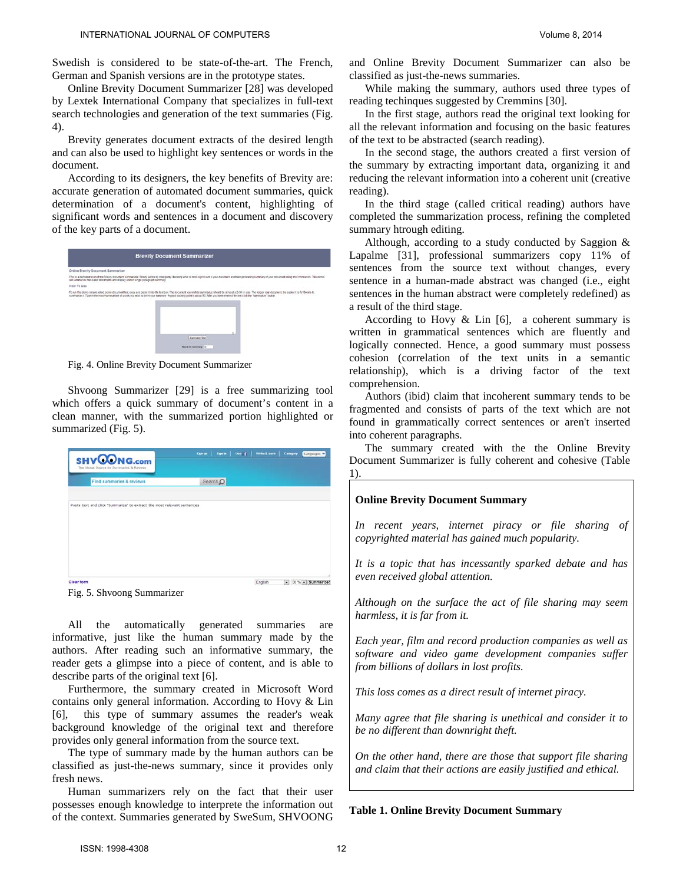Swedish is considered to be state-of-the-art. The French, German and Spanish versions are in the prototype states.

Online Brevity Document Summarizer [28] was developed by Lextek International Company that specializes in full-text search technologies and generation of the text summaries (Fig. 4).

Brevity generates document extracts of the desired length and can also be used to highlight key sentences or words in the document.

According to its designers, the key benefits of Brevity are: accurate generation of automated document summaries, quick determination of a document's content, highlighting of significant words and sentences in a document and discovery of the key parts of a document.

Fig. 4. Online Brevity Document Summarizer

Shvoong Summarizer [29] is a free summarizing tool which offers a quick summary of document's content in a clean manner, with the summarized portion highlighted or summarized (Fig. 5).

Fig. 5. Shvoong Summarizer

All the automatically generated summaries are informative, just like the human summary made by the authors. After reading such an informative summary, the reader gets a glimpse into a piece of content, and is able to describe parts of the original text [6].

Furthermore, the summary created in Microsoft Word contains only general information. According to Hovy & Lin [6], this type of summary assumes the reader's weak background knowledge of the original text and therefore provides only general information from the source text.

The type of summary made by the human authors can be classified as just-the-news summary, since it provides only fresh news.

Human summarizers rely on the fact that their user possesses enough knowledge to interprete the information out of the context. Summaries generated by SweSum, SHVOONG and Online Brevity Document Summarizer can also be classified as just-the-news summaries.

While making the summary, authors used three types of reading techinques suggested by Cremmins [30].

In the first stage, authors read the original text looking for all the relevant information and focusing on the basic features of the text to be abstracted (search reading).

In the second stage, the authors created a first version of the summary by extracting important data, organizing it and reducing the relevant information into a coherent unit (creative reading).

In the third stage (called critical reading) authors have completed the summarization process, refining the completed summary htrough editing.

Although, according to a study conducted by Saggion & Lapalme [31], professional summarizers copy 11% of sentences from the source text without changes, every sentence in a human-made abstract was changed (i.e., eight sentences in the human abstract were completely redefined) as a result of the third stage.

According to Hovy & Lin [6], a coherent summary is written in grammatical sentences which are fluently and logically connected. Hence, a good summary must possess cohesion (correlation of the text units in a semantic relationship), which is a driving factor of the text comprehension.

Authors (ibid) claim that incoherent summary tends to be fragmented and consists of parts of the text which are not found in grammatically correct sentences or aren't inserted into coherent paragraphs.

The summary created with the the Online Brevity Document Summarizer is fully coherent and cohesive (Table 1).

| **Online Brevity Document Summary** |
|---|
| *In recent years, internet piracy or file sharing of copyrighted material has gained much popularity.* |
| *It is a topic that has incessantly sparked debate and has even received global attention.* |
| *Although on the surface the act of file sharing may seem harmless, it is far from it.* |
| *Each year, film and record production companies as well as software and video game development companies suffer from billions of dollars in lost profits.* |
| *This loss comes as a direct result of internet piracy.* |
| *Many agree that file sharing is unethical and consider it to be no different than downright theft.* |
| *On the other hand, there are those that support file sharing and claim that their actions are easily justified and ethical.* |

**Table 1. Online Brevity Document Summary**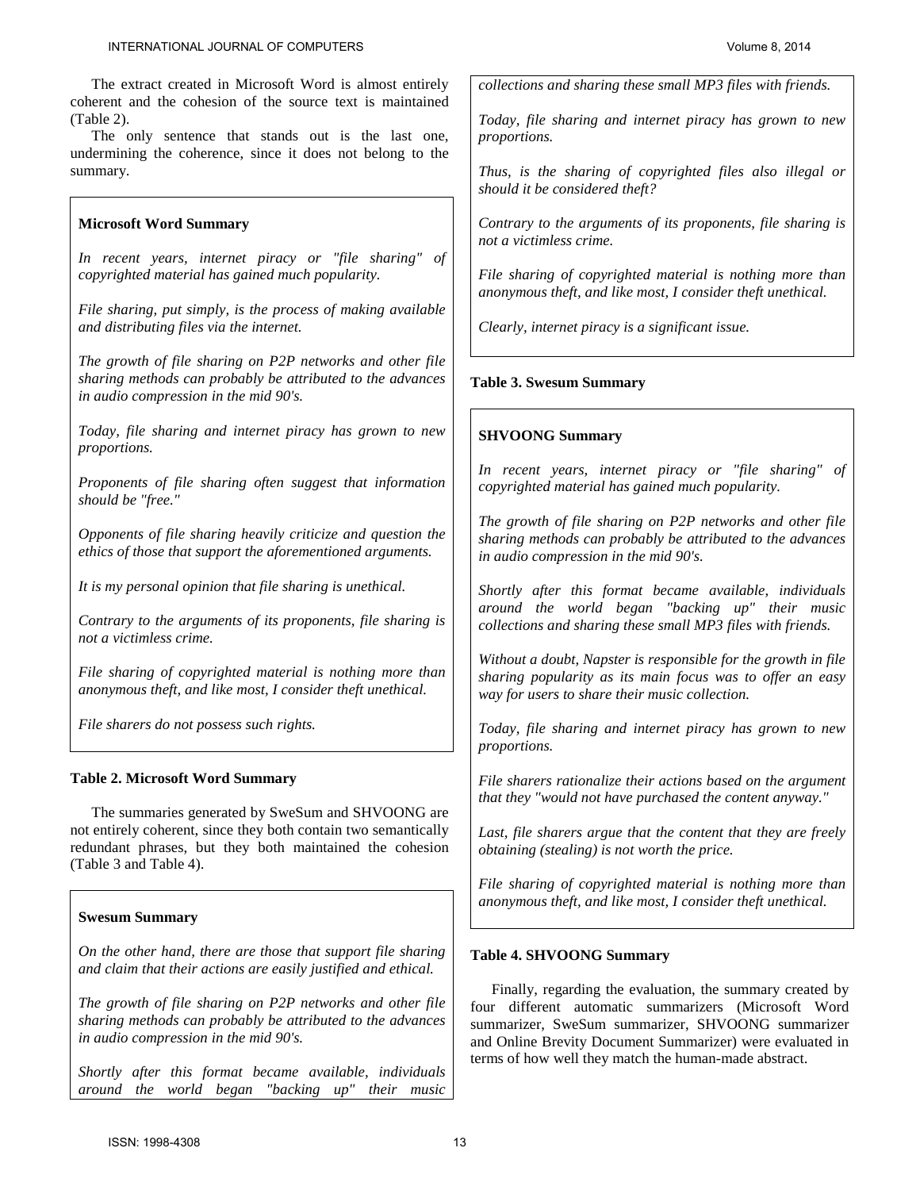The extract created in Microsoft Word is almost entirely coherent and the cohesion of the source text is maintained (Table 2).

The only sentence that stands out is the last one, undermining the coherence, since it does not belong to the summary.

> **Microsoft Word Summary**
>
> *In recent years, internet piracy or "file sharing" of copyrighted material has gained much popularity.*
>
> *File sharing, put simply, is the process of making available and distributing files via the internet.*
>
> *The growth of file sharing on P2P networks and other file sharing methods can probably be attributed to the advances in audio compression in the mid 90's.*
>
> *Today, file sharing and internet piracy has grown to new proportions.*
>
> *Proponents of file sharing often suggest that information should be "free."*
>
> *Opponents of file sharing heavily criticize and question the ethics of those that support the aforementioned arguments.*
>
> *It is my personal opinion that file sharing is unethical.*
>
> *Contrary to the arguments of its proponents, file sharing is not a victimless crime.*
>
> *File sharing of copyrighted material is nothing more than anonymous theft, and like most, I consider theft unethical.*
>
> *File sharers do not possess such rights.*

**Table 2. Microsoft Word Summary**

The summaries generated by SweSum and SHVOONG are not entirely coherent, since they both contain two semantically redundant phrases, but they both maintained the cohesion (Table 3 and Table 4).

> **Swesum Summary**
>
> *On the other hand, there are those that support file sharing and claim that their actions are easily justified and ethical.*
>
> *The growth of file sharing on P2P networks and other file sharing methods can probably be attributed to the advances in audio compression in the mid 90's.*
>
> *Shortly after this format became available, individuals around the world began "backing up" their music collections and sharing these small MP3 files with friends.*
>
> *Today, file sharing and internet piracy has grown to new proportions.*
>
> *Thus, is the sharing of copyrighted files also illegal or should it be considered theft?*
>
> *Contrary to the arguments of its proponents, file sharing is not a victimless crime.*
>
> *File sharing of copyrighted material is nothing more than anonymous theft, and like most, I consider theft unethical.*
>
> *Clearly, internet piracy is a significant issue.*

**Table 3. Swesum Summary**

> **SHVOONG Summary**
>
> *In recent years, internet piracy or "file sharing" of copyrighted material has gained much popularity.*
>
> *The growth of file sharing on P2P networks and other file sharing methods can probably be attributed to the advances in audio compression in the mid 90's.*
>
> *Shortly after this format became available, individuals around the world began "backing up" their music collections and sharing these small MP3 files with friends.*
>
> *Without a doubt, Napster is responsible for the growth in file sharing popularity as its main focus was to offer an easy way for users to share their music collection.*
>
> *Today, file sharing and internet piracy has grown to new proportions.*
>
> *File sharers rationalize their actions based on the argument that they "would not have purchased the content anyway."*
>
> *Last, file sharers argue that the content that they are freely obtaining (stealing) is not worth the price.*
>
> *File sharing of copyrighted material is nothing more than anonymous theft, and like most, I consider theft unethical.*

**Table 4. SHVOONG Summary**

Finally, regarding the evaluation, the summary created by four different automatic summarizers (Microsoft Word summarizer, SweSum summarizer, SHVOONG summarizer and Online Brevity Document Summarizer) were evaluated in terms of how well they match the human-made abstract.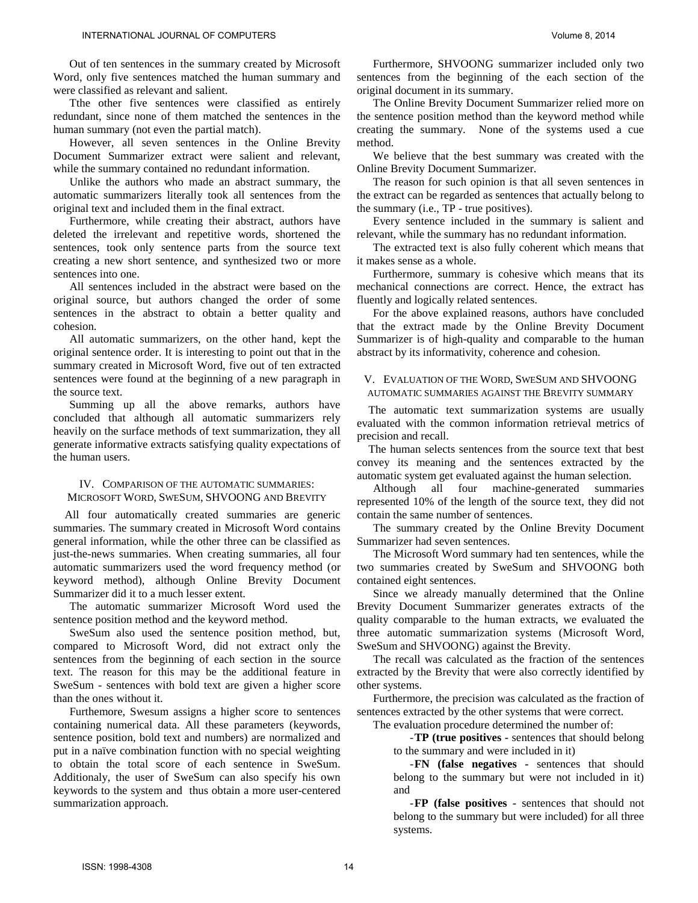Out of ten sentences in the summary created by Microsoft Word, only five sentences matched the human summary and were classified as relevant and salient.

Tthe other five sentences were classified as entirely redundant, since none of them matched the sentences in the human summary (not even the partial match).

However, all seven sentences in the Online Brevity Document Summarizer extract were salient and relevant, while the summary contained no redundant information.

Unlike the authors who made an abstract summary, the automatic summarizers literally took all sentences from the original text and included them in the final extract.

Furthermore, while creating their abstract, authors have deleted the irrelevant and repetitive words, shortened the sentences, took only sentence parts from the source text creating a new short sentence, and synthesized two or more sentences into one.

All sentences included in the abstract were based on the original source, but authors changed the order of some sentences in the abstract to obtain a better quality and cohesion.

All automatic summarizers, on the other hand, kept the original sentence order. It is interesting to point out that in the summary created in Microsoft Word, five out of ten extracted sentences were found at the beginning of a new paragraph in the source text.

Summing up all the above remarks, authors have concluded that although all automatic summarizers rely heavily on the surface methods of text summarization, they all generate informative extracts satisfying quality expectations of the human users.

## IV. Comparison of the Automatic Summaries: Microsoft Word, SweSum, SHVOONG and Brevity

All four automatically created summaries are generic summaries. The summary created in Microsoft Word contains general information, while the other three can be classified as just-the-news summaries. When creating summaries, all four automatic summarizers used the word frequency method (or keyword method), although Online Brevity Document Summarizer did it to a much lesser extent.

The automatic summarizer Microsoft Word used the sentence position method and the keyword method.

SweSum also used the sentence position method, but, compared to Microsoft Word, did not extract only the sentences from the beginning of each section in the source text. The reason for this may be the additional feature in SweSum - sentences with bold text are given a higher score than the ones without it.

Furthemore, Swesum assigns a higher score to sentences containing numerical data. All these parameters (keywords, sentence position, bold text and numbers) are normalized and put in a naïve combination function with no special weighting to obtain the total score of each sentence in SweSum. Additionaly, the user of SweSum can also specify his own keywords to the system and thus obtain a more user-centered summarization approach.

Furthermore, SHVOONG summarizer included only two sentences from the beginning of the each section of the original document in its summary.

The Online Brevity Document Summarizer relied more on the sentence position method than the keyword method while creating the summary. None of the systems used a cue method.

We believe that the best summary was created with the Online Brevity Document Summarizer.

The reason for such opinion is that all seven sentences in the extract can be regarded as sentences that actually belong to the summary (i.e., TP - true positives).

Every sentence included in the summary is salient and relevant, while the summary has no redundant information.

The extracted text is also fully coherent which means that it makes sense as a whole.

Furthermore, summary is cohesive which means that its mechanical connections are correct. Hence, the extract has fluently and logically related sentences.

For the above explained reasons, authors have concluded that the extract made by the Online Brevity Document Summarizer is of high-quality and comparable to the human abstract by its informativity, coherence and cohesion.

## V. Evaluation of the Word, SweSum and SHVOONG Automatic Summaries Against the Brevity Summary

The automatic text summarization systems are usually evaluated with the common information retrieval metrics of precision and recall.

The human selects sentences from the source text that best convey its meaning and the sentences extracted by the automatic system get evaluated against the human selection.

Although all four machine-generated summaries represented 10% of the length of the source text, they did not contain the same number of sentences.

The summary created by the Online Brevity Document Summarizer had seven sentences.

The Microsoft Word summary had ten sentences, while the two summaries created by SweSum and SHVOONG both contained eight sentences.

Since we already manually determined that the Online Brevity Document Summarizer generates extracts of the quality comparable to the human extracts, we evaluated the three automatic summarization systems (Microsoft Word, SweSum and SHVOONG) against the Brevity.

The recall was calculated as the fraction of the sentences extracted by the Brevity that were also correctly identified by other systems.

Furthermore, the precision was calculated as the fraction of sentences extracted by the other systems that were correct.

The evaluation procedure determined the number of:

- **TP (true positives** - sentences that should belong to the summary and were included in it)
- **FN (false negatives** - sentences that should belong to the summary but were not included in it) and
- **FP (false positives** - sentences that should not belong to the summary but were included) for all three systems.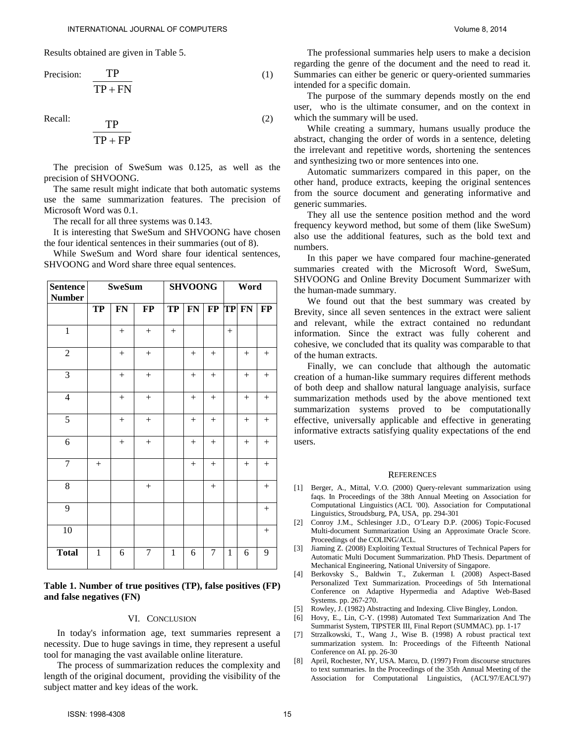Results obtained are given in Table 5.

Precision: $$\frac{TP}{TP + FN} \quad (1)$$

Recall: $$\frac{TP}{TP + FP} \quad (2)$$

The precision of SweSum was 0.125, as well as the precision of SHVOONG.

The same result might indicate that both automatic systems use the same summarization features. The precision of Microsoft Word was 0.1.

The recall for all three systems was 0.143.

It is interesting that SweSum and SHVOONG have chosen the four identical sentences in their summaries (out of 8).

While SweSum and Word share four identical sentences, SHVOONG and Word share three equal sentences.

| Sentence Number | SweSum | | | SHVOONG | | | Word | | |
|---|---|---|---|---|---|---|---|---|---|
| | TP | FN | FP | TP | FN | FP | TP | FN | FP |
| 1 | | + | + | + | | | + | | |
| 2 | | + | + | | + | + | | + | + |
| 3 | | + | + | | + | + | | + | + |
| 4 | | + | + | | + | + | | + | + |
| 5 | | + | + | | + | + | | + | + |
| 6 | | + | + | | + | + | | + | + |
| 7 | + | | | | + | + | | + | + |
| 8 | | | + | | | + | | | + |
| 9 | | | | | | | | | + |
| 10 | | | | | | | | | + |
| **Total** | 1 | 6 | 7 | 1 | 6 | 7 | 1 | 6 | 9 |

**Table 1. Number of true positives (TP), false positives (FP) and false negatives (FN)**

## VI. Conclusion

In today's information age, text summaries represent a necessity. Due to huge savings in time, they represent a useful tool for managing the vast available online literature.

The process of summarization reduces the complexity and length of the original document, providing the visibility of the subject matter and key ideas of the work.

The professional summaries help users to make a decision regarding the genre of the document and the need to read it. Summaries can either be generic or query-oriented summaries intended for a specific domain.

The purpose of the summary depends mostly on the end user, who is the ultimate consumer, and on the context in which the summary will be used.

While creating a summary, humans usually produce the abstract, changing the order of words in a sentence, deleting the irrelevant and repetitive words, shortening the sentences and synthesizing two or more sentences into one.

Automatic summarizers compared in this paper, on the other hand, produce extracts, keeping the original sentences from the source document and generating informative and generic summaries.

They all use the sentence position method and the word frequency keyword method, but some of them (like SweSum) also use the additional features, such as the bold text and numbers.

In this paper we have compared four machine-generated summaries created with the Microsoft Word, SweSum, SHVOONG and Online Brevity Document Summarizer with the human-made summary.

We found out that the best summary was created by Brevity, since all seven sentences in the extract were salient and relevant, while the extract contained no redundant information. Since the extract was fully coherent and cohesive, we concluded that its quality was comparable to that of the human extracts.

Finally, we can conclude that although the automatic creation of a human-like summary requires different methods of both deep and shallow natural language analyisis, surface summarization methods used by the above mentioned text summarization systems proved to be computationally effective, universally applicable and effective in generating informative extracts satisfying quality expectations of the end users.

## References

[1] Berger, A., Mittal, V.O. (2000) Query-relevant summarization using faqs. In Proceedings of the 38th Annual Meeting on Association for Computational Linguistics (ACL '00). Association for Computational Linguistics, Stroudsburg, PA, USA, pp. 294-301

[2] Conroy J.M., Schlesinger J.D., O'Leary D.P. (2006) Topic-Focused Multi-document Summarization Using an Approximate Oracle Score. Proceedings of the COLING/ACL.

[3] Jiaming Z. (2008) Exploiting Textual Structures of Technical Papers for Automatic Multi Document Summarization. PhD Thesis. Department of Mechanical Engineering, National University of Singapore.

[4] Berkovsky S., Baldwin T., Zukerman I. (2008) Aspect-Based Personalized Text Summarization. Proceedings of 5th International Conference on Adaptive Hypermedia and Adaptive Web-Based Systems. pp. 267-270.

[5] Rowley, J. (1982) Abstracting and Indexing. Clive Bingley, London.

[6] Hovy, E., Lin, C-Y. (1998) Automated Text Summarization And The Summarist System, TIPSTER III, Final Report (SUMMAC). pp. 1-17

[7] Strzalkowski, T., Wang J., Wise B. (1998) A robust practical text summarization system. In: Proceedings of the Fifteenth National Conference on AI. pp. 26-30

[8] April, Rochester, NY, USA. Marcu, D. (1997) From discourse structures to text summaries. In the Proceedings of the 35th Annual Meeting of the Association for Computational Linguistics, (ACL'97/EACL'97)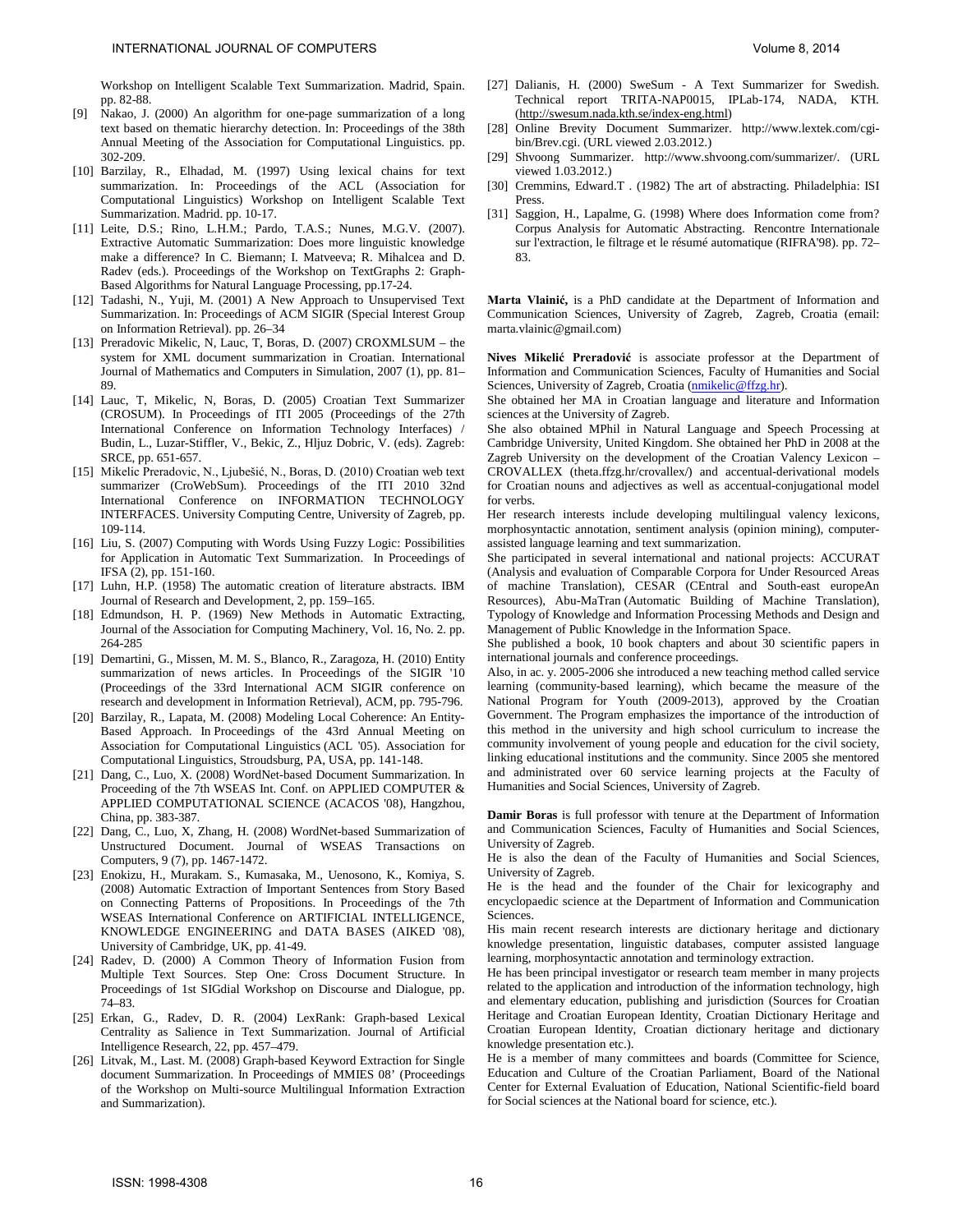Workshop on Intelligent Scalable Text Summarization. Madrid, Spain. pp. 82-88.

[9] Nakao, J. (2000) An algorithm for one-page summarization of a long text based on thematic hierarchy detection. In: Proceedings of the 38th Annual Meeting of the Association for Computational Linguistics. pp. 302-209.

[10] Barzilay, R., Elhadad, M. (1997) Using lexical chains for text summarization. In: Proceedings of the ACL (Association for Computational Linguistics) Workshop on Intelligent Scalable Text Summarization. Madrid. pp. 10-17.

[11] Leite, D.S.; Rino, L.H.M.; Pardo, T.A.S.; Nunes, M.G.V. (2007). Extractive Automatic Summarization: Does more linguistic knowledge make a difference? In C. Biemann; I. Matveeva; R. Mihalcea and D. Radev (eds.). Proceedings of the Workshop on TextGraphs 2: Graph-Based Algorithms for Natural Language Processing, pp.17-24.

[12] Tadashi, N., Yuji, M. (2001) A New Approach to Unsupervised Text Summarization. In: Proceedings of ACM SIGIR (Special Interest Group on Information Retrieval). pp. 26–34

[13] Preradovic Mikelic, N, Lauc, T, Boras, D. (2007) CROXMLSUM – the system for XML document summarization in Croatian. International Journal of Mathematics and Computers in Simulation, 2007 (1), pp. 81–89.

[14] Lauc, T, Mikelic, N, Boras, D. (2005) Croatian Text Summarizer (CROSUM). In Proceedings of ITI 2005 (Proceedings of the 27th International Conference on Information Technology Interfaces) / Budin, L., Luzar-Stiffler, V., Bekic, Z., Hljuz Dobric, V. (eds). Zagreb: SRCE, pp. 651-657.

[15] Mikelic Preradovic, N., Ljubešić, N., Boras, D. (2010) Croatian web text summarizer (CroWebSum). Proceedings of the ITI 2010 32nd International Conference on INFORMATION TECHNOLOGY INTERFACES. University Computing Centre, University of Zagreb, pp. 109-114.

[16] Liu, S. (2007) Computing with Words Using Fuzzy Logic: Possibilities for Application in Automatic Text Summarization. In Proceedings of IFSA (2), pp. 151-160.

[17] Luhn, H.P. (1958) The automatic creation of literature abstracts. IBM Journal of Research and Development, 2, pp. 159–165.

[18] Edmundson, H. P. (1969) New Methods in Automatic Extracting, Journal of the Association for Computing Machinery, Vol. 16, No. 2. pp. 264-285

[19] Demartini, G., Missen, M. M. S., Blanco, R., Zaragoza, H. (2010) Entity summarization of news articles. In Proceedings of the SIGIR '10 (Proceedings of the 33rd International ACM SIGIR conference on research and development in Information Retrieval), ACM, pp. 795-796.

[20] Barzilay, R., Lapata, M. (2008) Modeling Local Coherence: An Entity-Based Approach. In Proceedings of the 43rd Annual Meeting on Association for Computational Linguistics (ACL '05). Association for Computational Linguistics, Stroudsburg, PA, USA, pp. 141-148.

[21] Dang, C., Luo, X. (2008) WordNet-based Document Summarization. In Proceeding of the 7th WSEAS Int. Conf. on APPLIED COMPUTER & APPLIED COMPUTATIONAL SCIENCE (ACACOS '08), Hangzhou, China, pp. 383-387.

[22] Dang, C., Luo, X, Zhang, H. (2008) WordNet-based Summarization of Unstructured Document. Journal of WSEAS Transactions on Computers, 9 (7), pp. 1467-1472.

[23] Enokizu, H., Murakam. S., Kumasaka, M., Uenosono, K., Komiya, S. (2008) Automatic Extraction of Important Sentences from Story Based on Connecting Patterns of Propositions. In Proceedings of the 7th WSEAS International Conference on ARTIFICIAL INTELLIGENCE, KNOWLEDGE ENGINEERING and DATA BASES (AIKED '08), University of Cambridge, UK, pp. 41-49.

[24] Radev, D. (2000) A Common Theory of Information Fusion from Multiple Text Sources. Step One: Cross Document Structure. In Proceedings of 1st SIGdial Workshop on Discourse and Dialogue, pp. 74–83.

[25] Erkan, G., Radev, D. R. (2004) LexRank: Graph-based Lexical Centrality as Salience in Text Summarization. Journal of Artificial Intelligence Research, 22, pp. 457–479.

[26] Litvak, M., Last. M. (2008) Graph-based Keyword Extraction for Single document Summarization. In Proceedings of MMIES 08' (Proceedings of the Workshop on Multi-source Multilingual Information Extraction and Summarization).

[27] Dalianis, H. (2000) SweSum - A Text Summarizer for Swedish. Technical report TRITA-NAP0015, IPLab-174, NADA, KTH. (http://swesum.nada.kth.se/index-eng.html)

[28] Online Brevity Document Summarizer. http://www.lextek.com/cgi-bin/Brev.cgi. (URL viewed 2.03.2012.)

[29] Shvoong Summarizer. http://www.shvoong.com/summarizer/. (URL viewed 1.03.2012.)

[30] Cremmins, Edward.T . (1982) The art of abstracting. Philadelphia: ISI Press.

[31] Saggion, H., Lapalme, G. (1998) Where does Information come from? Corpus Analysis for Automatic Abstracting. Rencontre Internationale sur l'extraction, le filtrage et le résumé automatique (RIFRA'98). pp. 72–83.

**Marta Vlainić,** is a PhD candidate at the Department of Information and Communication Sciences, University of Zagreb, Zagreb, Croatia (email: marta.vlainic@gmail.com)

**Nives Mikelić Preradović** is associate professor at the Department of Information and Communication Sciences, Faculty of Humanities and Social Sciences, University of Zagreb, Croatia (nmikelic@ffzg.hr).

She obtained her MA in Croatian language and literature and Information sciences at the University of Zagreb.

She also obtained MPhil in Natural Language and Speech Processing at Cambridge University, United Kingdom. She obtained her PhD in 2008 at the Zagreb University on the development of the Croatian Valency Lexicon – CROVALLEX (theta.ffzg.hr/crovallex/) and accentual-derivational models for Croatian nouns and adjectives as well as accentual-conjugational model for verbs.

Her research interests include developing multilingual valency lexicons, morphosyntactic annotation, sentiment analysis (opinion mining), computer-assisted language learning and text summarization.

She participated in several international and national projects: ACCURAT (Analysis and evaluation of Comparable Corpora for Under Resourced Areas of machine Translation), CESAR (CEntral and South-east europeAn Resources), Abu-MaTran (Automatic Building of Machine Translation), Typology of Knowledge and Information Processing Methods and Design and Management of Public Knowledge in the Information Space.

She published a book, 10 book chapters and about 30 scientific papers in international journals and conference proceedings.

Also, in ac. y. 2005-2006 she introduced a new teaching method called service learning (community-based learning), which became the measure of the National Program for Youth (2009-2013), approved by the Croatian Government. The Program emphasizes the importance of the introduction of this method in the university and high school curriculum to increase the community involvement of young people and education for the civil society, linking educational institutions and the community. Since 2005 she mentored and administrated over 60 service learning projects at the Faculty of Humanities and Social Sciences, University of Zagreb.

**Damir Boras** is full professor with tenure at the Department of Information and Communication Sciences, Faculty of Humanities and Social Sciences, University of Zagreb.

He is also the dean of the Faculty of Humanities and Social Sciences, University of Zagreb.

He is the head and the founder of the Chair for lexicography and encyclopaedic science at the Department of Information and Communication Sciences.

His main recent research interests are dictionary heritage and dictionary knowledge presentation, linguistic databases, computer assisted language learning, morphosyntactic annotation and terminology extraction.

He has been principal investigator or research team member in many projects related to the application and introduction of the information technology, high and elementary education, publishing and jurisdiction (Sources for Croatian Heritage and Croatian European Identity, Croatian Dictionary Heritage and Croatian European Identity, Croatian dictionary heritage and dictionary knowledge presentation etc.).

He is a member of many committees and boards (Committee for Science, Education and Culture of the Croatian Parliament, Board of the National Center for External Evaluation of Education, National Scientific-field board for Social sciences at the National board for science, etc.).